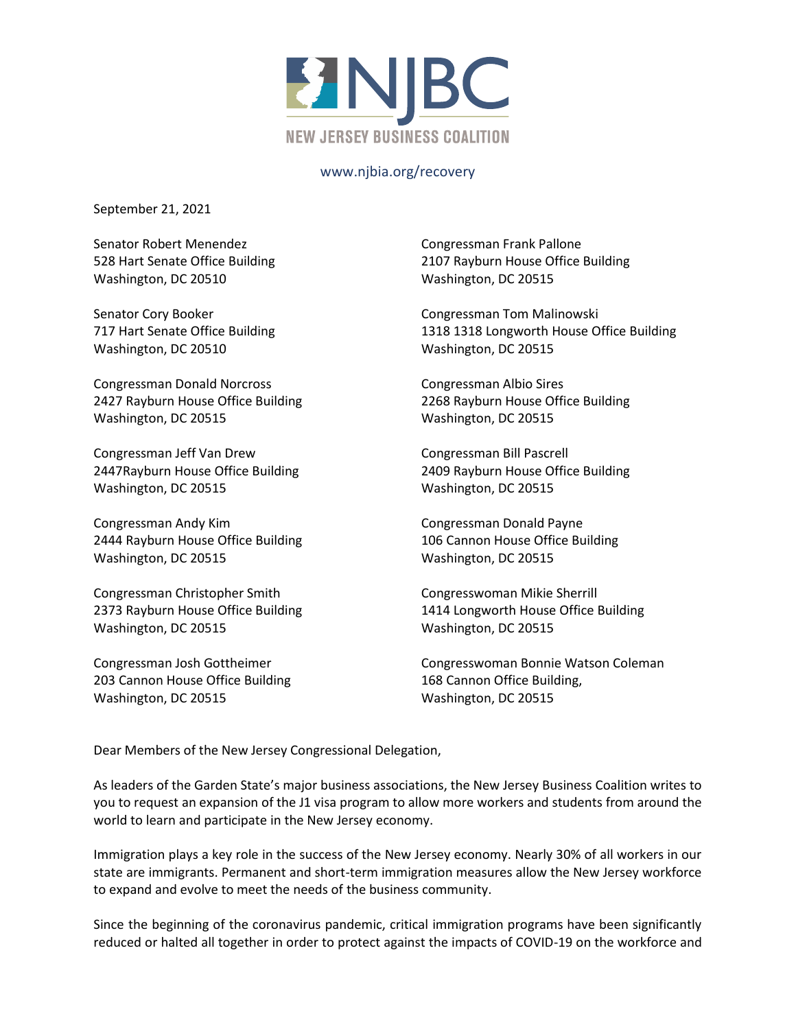NJBC

NEW JERSEY BUSINESS COALITION

www.njbia.org/recovery

September 21, 2021

Senator Robert Menendez
528 Hart Senate Office Building
Washington, DC 20510

Senator Cory Booker
717 Hart Senate Office Building
Washington, DC 20510

Congressman Donald Norcross
2427 Rayburn House Office Building
Washington, DC 20515

Congressman Jeff Van Drew
2447Rayburn House Office Building
Washington, DC 20515

Congressman Andy Kim
2444 Rayburn House Office Building
Washington, DC 20515

Congressman Christopher Smith
2373 Rayburn House Office Building
Washington, DC 20515

Congressman Josh Gottheimer
203 Cannon House Office Building
Washington, DC 20515

Congressman Frank Pallone
2107 Rayburn House Office Building
Washington, DC 20515

Congressman Tom Malinowski
1318 1318 Longworth House Office Building
Washington, DC 20515

Congressman Albio Sires
2268 Rayburn House Office Building
Washington, DC 20515

Congressman Bill Pascrell
2409 Rayburn House Office Building
Washington, DC 20515

Congressman Donald Payne
106 Cannon House Office Building
Washington, DC 20515

Congresswoman Mikie Sherrill
1414 Longworth House Office Building
Washington, DC 20515

Congresswoman Bonnie Watson Coleman
168 Cannon Office Building,
Washington, DC 20515

Dear Members of the New Jersey Congressional Delegation,

As leaders of the Garden State's major business associations, the New Jersey Business Coalition writes to you to request an expansion of the J1 visa program to allow more workers and students from around the world to learn and participate in the New Jersey economy.

Immigration plays a key role in the success of the New Jersey economy. Nearly 30% of all workers in our state are immigrants. Permanent and short-term immigration measures allow the New Jersey workforce to expand and evolve to meet the needs of the business community.

Since the beginning of the coronavirus pandemic, critical immigration programs have been significantly reduced or halted all together in order to protect against the impacts of COVID-19 on the workforce and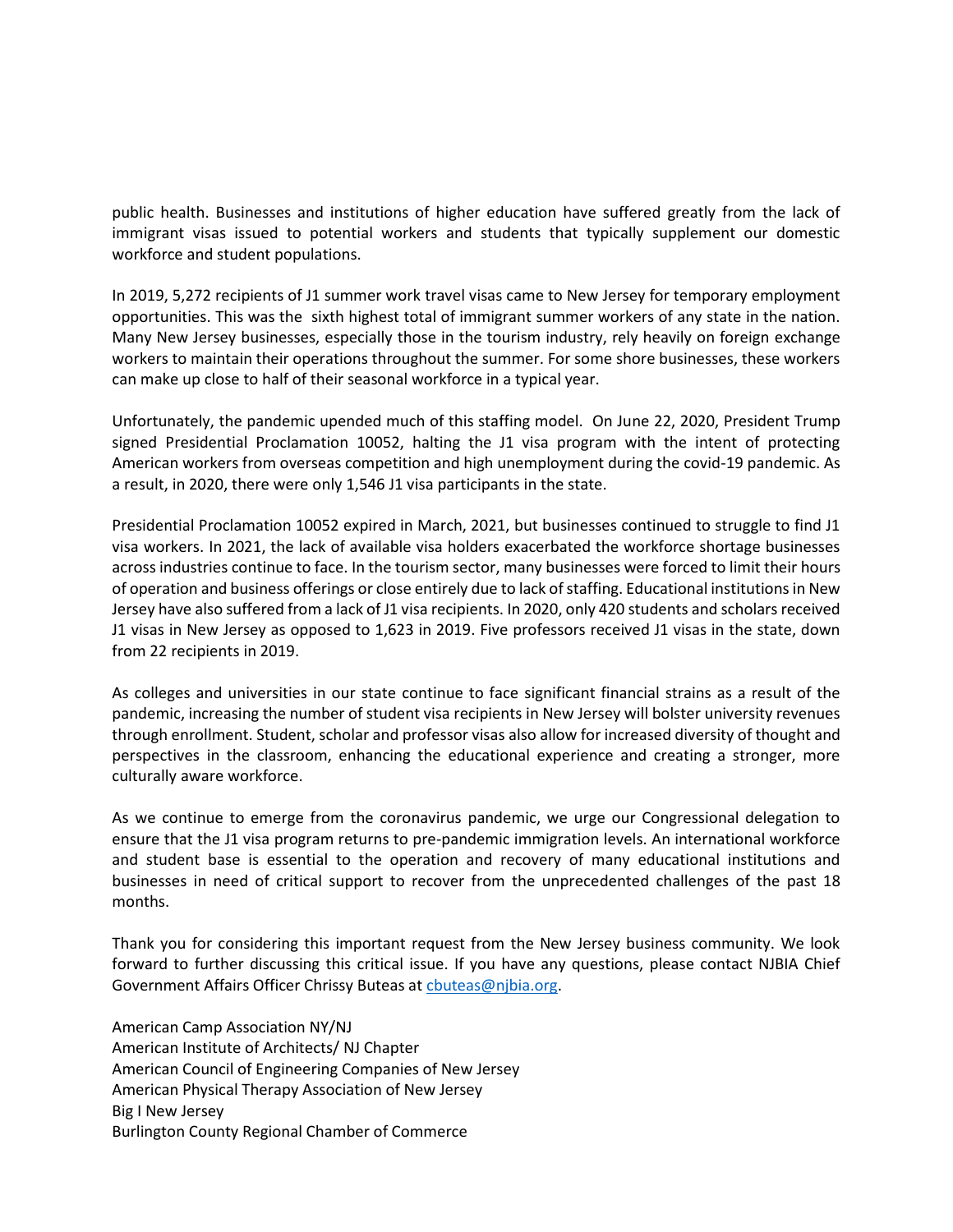public health. Businesses and institutions of higher education have suffered greatly from the lack of immigrant visas issued to potential workers and students that typically supplement our domestic workforce and student populations.

In 2019, 5,272 recipients of J1 summer work travel visas came to New Jersey for temporary employment opportunities. This was the sixth highest total of immigrant summer workers of any state in the nation. Many New Jersey businesses, especially those in the tourism industry, rely heavily on foreign exchange workers to maintain their operations throughout the summer. For some shore businesses, these workers can make up close to half of their seasonal workforce in a typical year.

Unfortunately, the pandemic upended much of this staffing model. On June 22, 2020, President Trump signed Presidential Proclamation 10052, halting the J1 visa program with the intent of protecting American workers from overseas competition and high unemployment during the covid-19 pandemic. As a result, in 2020, there were only 1,546 J1 visa participants in the state.

Presidential Proclamation 10052 expired in March, 2021, but businesses continued to struggle to find J1 visa workers. In 2021, the lack of available visa holders exacerbated the workforce shortage businesses across industries continue to face. In the tourism sector, many businesses were forced to limit their hours of operation and business offerings or close entirely due to lack of staffing. Educational institutions in New Jersey have also suffered from a lack of J1 visa recipients. In 2020, only 420 students and scholars received J1 visas in New Jersey as opposed to 1,623 in 2019. Five professors received J1 visas in the state, down from 22 recipients in 2019.

As colleges and universities in our state continue to face significant financial strains as a result of the pandemic, increasing the number of student visa recipients in New Jersey will bolster university revenues through enrollment. Student, scholar and professor visas also allow for increased diversity of thought and perspectives in the classroom, enhancing the educational experience and creating a stronger, more culturally aware workforce.

As we continue to emerge from the coronavirus pandemic, we urge our Congressional delegation to ensure that the J1 visa program returns to pre-pandemic immigration levels. An international workforce and student base is essential to the operation and recovery of many educational institutions and businesses in need of critical support to recover from the unprecedented challenges of the past 18 months.

Thank you for considering this important request from the New Jersey business community. We look forward to further discussing this critical issue. If you have any questions, please contact NJBIA Chief Government Affairs Officer Chrissy Buteas at cbuteas@njbia.org.

American Camp Association NY/NJ
American Institute of Architects/ NJ Chapter
American Council of Engineering Companies of New Jersey
American Physical Therapy Association of New Jersey
Big I New Jersey
Burlington County Regional Chamber of Commerce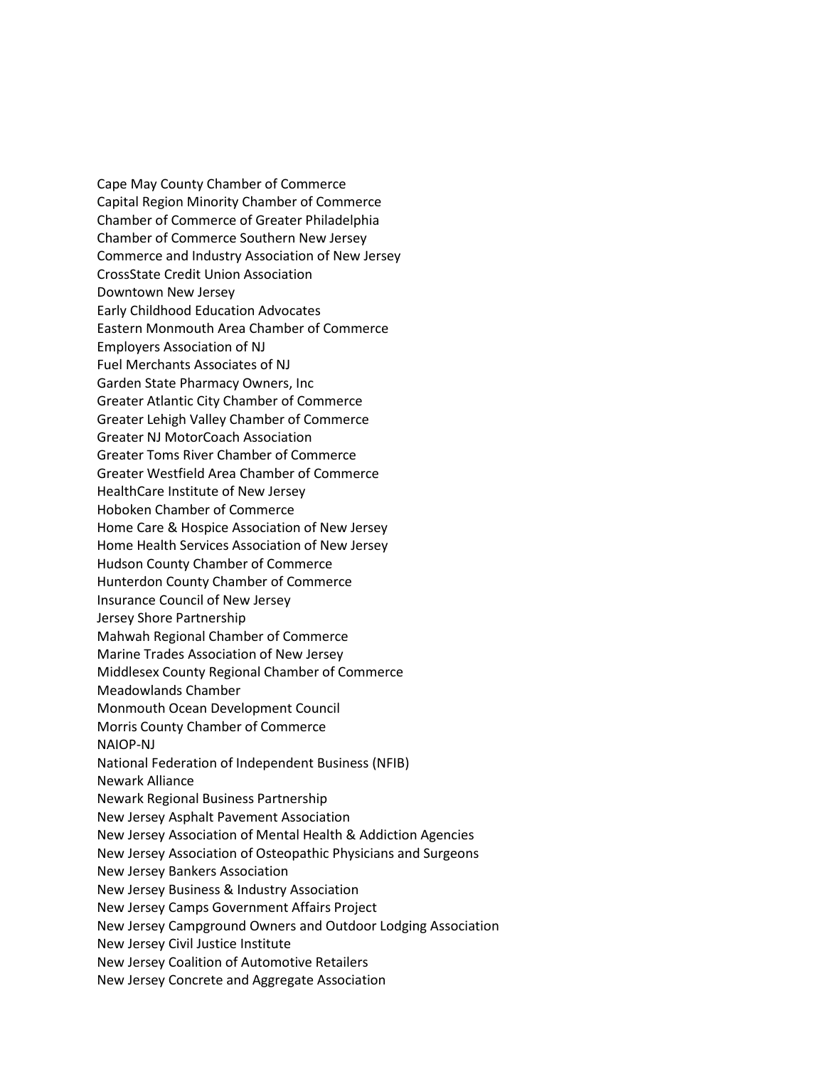Cape May County Chamber of Commerce
Capital Region Minority Chamber of Commerce
Chamber of Commerce of Greater Philadelphia
Chamber of Commerce Southern New Jersey
Commerce and Industry Association of New Jersey
CrossState Credit Union Association
Downtown New Jersey
Early Childhood Education Advocates
Eastern Monmouth Area Chamber of Commerce
Employers Association of NJ
Fuel Merchants Associates of NJ
Garden State Pharmacy Owners, Inc
Greater Atlantic City Chamber of Commerce
Greater Lehigh Valley Chamber of Commerce
Greater NJ MotorCoach Association
Greater Toms River Chamber of Commerce
Greater Westfield Area Chamber of Commerce
HealthCare Institute of New Jersey
Hoboken Chamber of Commerce
Home Care & Hospice Association of New Jersey
Home Health Services Association of New Jersey
Hudson County Chamber of Commerce
Hunterdon County Chamber of Commerce
Insurance Council of New Jersey
Jersey Shore Partnership
Mahwah Regional Chamber of Commerce
Marine Trades Association of New Jersey
Middlesex County Regional Chamber of Commerce
Meadowlands Chamber
Monmouth Ocean Development Council
Morris County Chamber of Commerce
NAIOP-NJ
National Federation of Independent Business (NFIB)
Newark Alliance
Newark Regional Business Partnership
New Jersey Asphalt Pavement Association
New Jersey Association of Mental Health & Addiction Agencies
New Jersey Association of Osteopathic Physicians and Surgeons
New Jersey Bankers Association
New Jersey Business & Industry Association
New Jersey Camps Government Affairs Project
New Jersey Campground Owners and Outdoor Lodging Association
New Jersey Civil Justice Institute
New Jersey Coalition of Automotive Retailers
New Jersey Concrete and Aggregate Association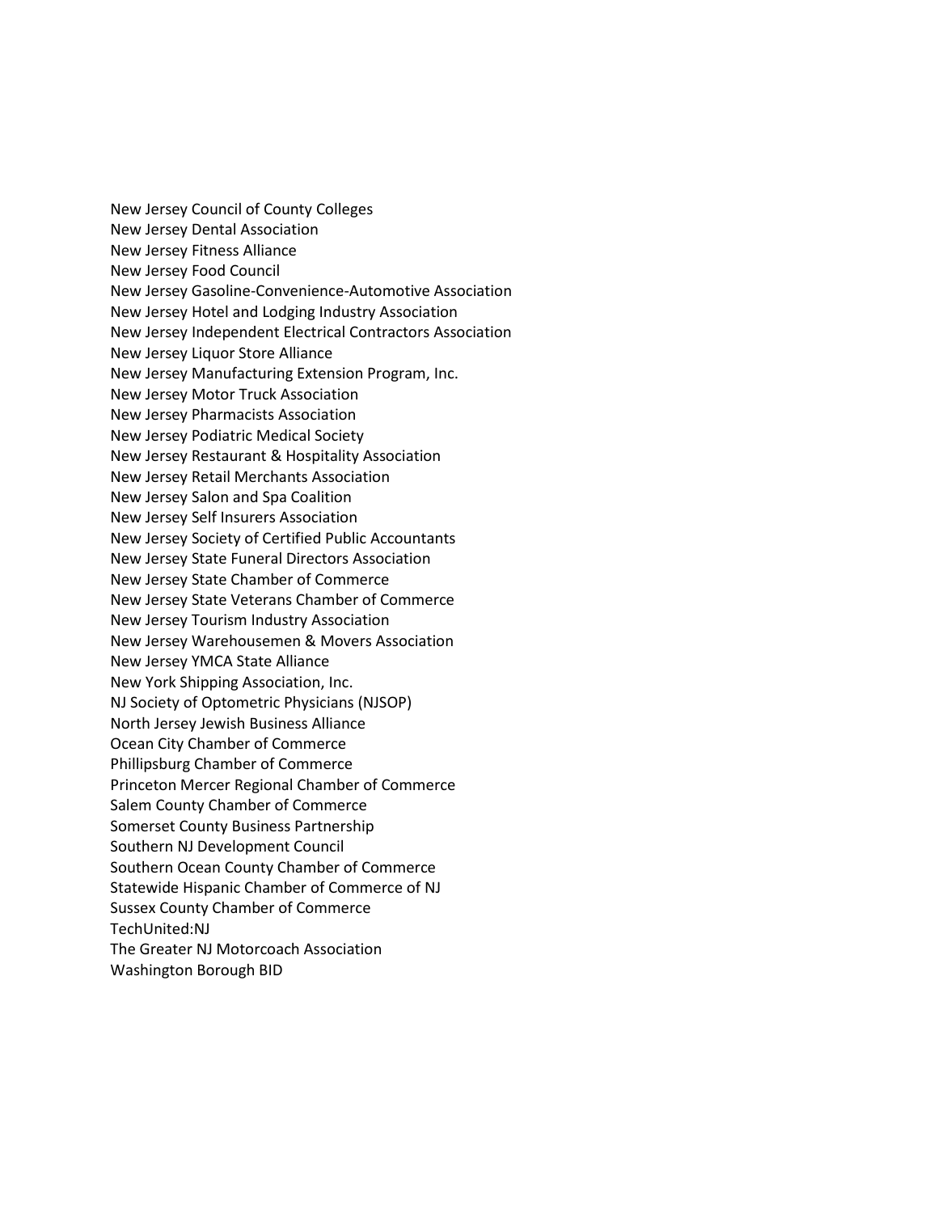New Jersey Council of County Colleges
New Jersey Dental Association
New Jersey Fitness Alliance
New Jersey Food Council
New Jersey Gasoline-Convenience-Automotive Association
New Jersey Hotel and Lodging Industry Association
New Jersey Independent Electrical Contractors Association
New Jersey Liquor Store Alliance
New Jersey Manufacturing Extension Program, Inc.
New Jersey Motor Truck Association
New Jersey Pharmacists Association
New Jersey Podiatric Medical Society
New Jersey Restaurant & Hospitality Association
New Jersey Retail Merchants Association
New Jersey Salon and Spa Coalition
New Jersey Self Insurers Association
New Jersey Society of Certified Public Accountants
New Jersey State Funeral Directors Association
New Jersey State Chamber of Commerce
New Jersey State Veterans Chamber of Commerce
New Jersey Tourism Industry Association
New Jersey Warehousemen & Movers Association
New Jersey YMCA State Alliance
New York Shipping Association, Inc.
NJ Society of Optometric Physicians (NJSOP)
North Jersey Jewish Business Alliance
Ocean City Chamber of Commerce
Phillipsburg Chamber of Commerce
Princeton Mercer Regional Chamber of Commerce
Salem County Chamber of Commerce
Somerset County Business Partnership
Southern NJ Development Council
Southern Ocean County Chamber of Commerce
Statewide Hispanic Chamber of Commerce of NJ
Sussex County Chamber of Commerce
TechUnited:NJ
The Greater NJ Motorcoach Association
Washington Borough BID